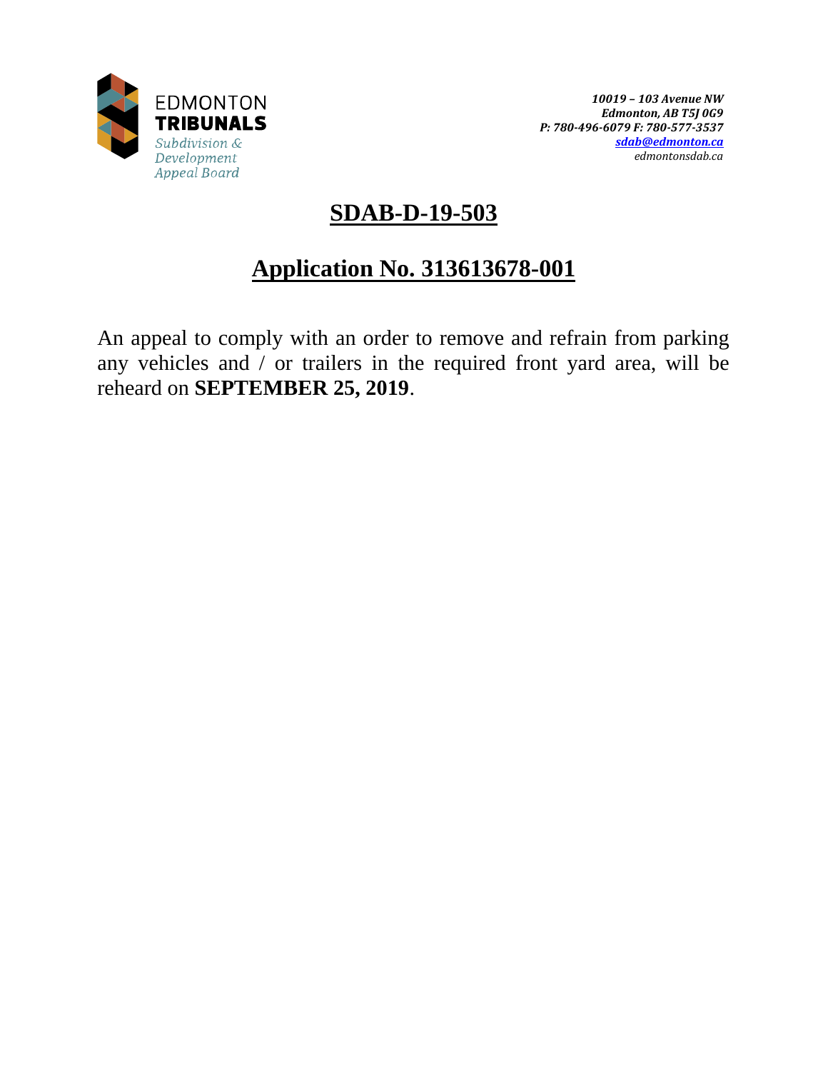EDMONTON
**TRIBUNALS**
*Subdivision & Development Appeal Board*

*10019 – 103 Avenue NW*
*Edmonton, AB T5J 0G9*
*P: 780-496-6079 F: 780-577-3537*
*sdab@edmonton.ca*
*edmontonsdab.ca*

# SDAB-D-19-503

## Application No. 313613678-001

An appeal to comply with an order to remove and refrain from parking any vehicles and / or trailers in the required front yard area, will be reheard on **SEPTEMBER 25, 2019**.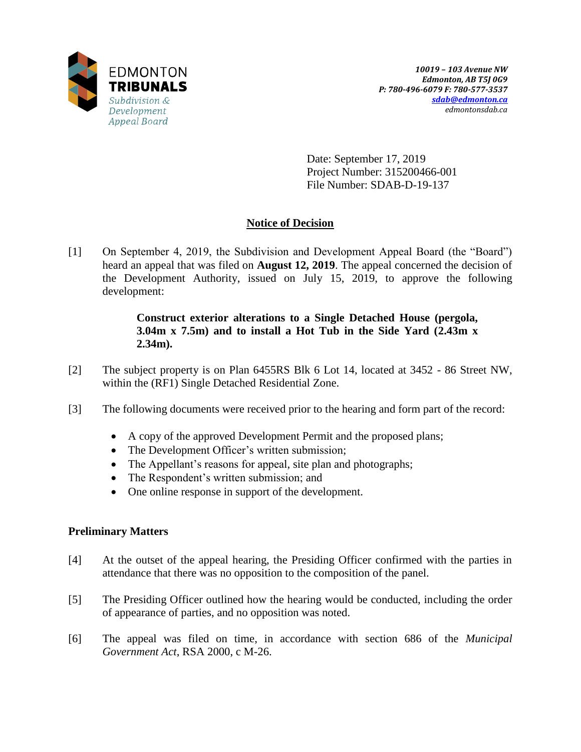10019 – 103 Avenue NW
Edmonton, AB T5J 0G9
P: 780-496-6079 F: 780-577-3537
sdab@edmonton.ca
edmontonsdab.ca

Date: September 17, 2019
Project Number: 315200466-001
File Number: SDAB-D-19-137

## Notice of Decision

[1] On September 4, 2019, the Subdivision and Development Appeal Board (the "Board") heard an appeal that was filed on **August 12, 2019**. The appeal concerned the decision of the Development Authority, issued on July 15, 2019, to approve the following development:

> **Construct exterior alterations to a Single Detached House (pergola, 3.04m x 7.5m) and to install a Hot Tub in the Side Yard (2.43m x 2.34m).**

[2] The subject property is on Plan 6455RS Blk 6 Lot 14, located at 3452 - 86 Street NW, within the (RF1) Single Detached Residential Zone.

[3] The following documents were received prior to the hearing and form part of the record:

- A copy of the approved Development Permit and the proposed plans;
- The Development Officer's written submission;
- The Appellant's reasons for appeal, site plan and photographs;
- The Respondent's written submission; and
- One online response in support of the development.

### Preliminary Matters

[4] At the outset of the appeal hearing, the Presiding Officer confirmed with the parties in attendance that there was no opposition to the composition of the panel.

[5] The Presiding Officer outlined how the hearing would be conducted, including the order of appearance of parties, and no opposition was noted.

[6] The appeal was filed on time, in accordance with section 686 of the *Municipal Government Act*, RSA 2000, c M-26.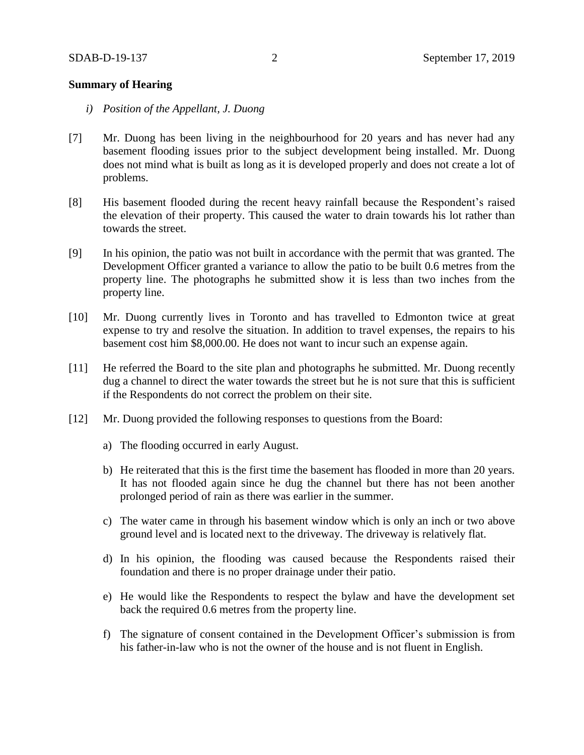**Summary of Hearing**

*i) Position of the Appellant, J. Duong*

[7] Mr. Duong has been living in the neighbourhood for 20 years and has never had any basement flooding issues prior to the subject development being installed. Mr. Duong does not mind what is built as long as it is developed properly and does not create a lot of problems.

[8] His basement flooded during the recent heavy rainfall because the Respondent's raised the elevation of their property. This caused the water to drain towards his lot rather than towards the street.

[9] In his opinion, the patio was not built in accordance with the permit that was granted. The Development Officer granted a variance to allow the patio to be built 0.6 metres from the property line. The photographs he submitted show it is less than two inches from the property line.

[10] Mr. Duong currently lives in Toronto and has travelled to Edmonton twice at great expense to try and resolve the situation. In addition to travel expenses, the repairs to his basement cost him $8,000.00. He does not want to incur such an expense again.

[11] He referred the Board to the site plan and photographs he submitted. Mr. Duong recently dug a channel to direct the water towards the street but he is not sure that this is sufficient if the Respondents do not correct the problem on their site.

[12] Mr. Duong provided the following responses to questions from the Board:

a) The flooding occurred in early August.

b) He reiterated that this is the first time the basement has flooded in more than 20 years. It has not flooded again since he dug the channel but there has not been another prolonged period of rain as there was earlier in the summer.

c) The water came in through his basement window which is only an inch or two above ground level and is located next to the driveway. The driveway is relatively flat.

d) In his opinion, the flooding was caused because the Respondents raised their foundation and there is no proper drainage under their patio.

e) He would like the Respondents to respect the bylaw and have the development set back the required 0.6 metres from the property line.

f) The signature of consent contained in the Development Officer's submission is from his father-in-law who is not the owner of the house and is not fluent in English.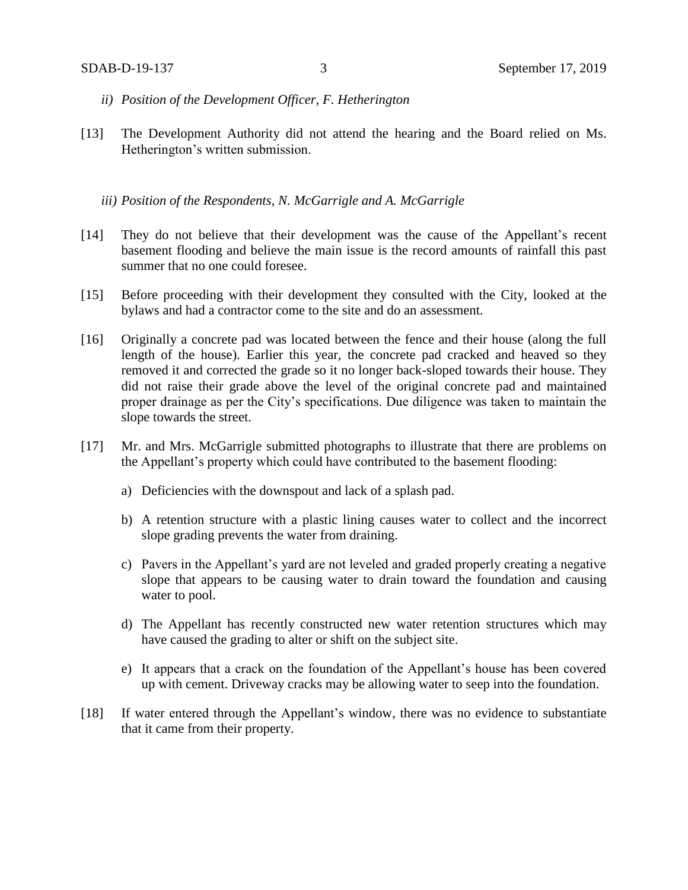*ii) Position of the Development Officer, F. Hetherington*

[13] The Development Authority did not attend the hearing and the Board relied on Ms. Hetherington's written submission.

*iii) Position of the Respondents, N. McGarrigle and A. McGarrigle*

[14] They do not believe that their development was the cause of the Appellant's recent basement flooding and believe the main issue is the record amounts of rainfall this past summer that no one could foresee.

[15] Before proceeding with their development they consulted with the City, looked at the bylaws and had a contractor come to the site and do an assessment.

[16] Originally a concrete pad was located between the fence and their house (along the full length of the house). Earlier this year, the concrete pad cracked and heaved so they removed it and corrected the grade so it no longer back-sloped towards their house. They did not raise their grade above the level of the original concrete pad and maintained proper drainage as per the City's specifications. Due diligence was taken to maintain the slope towards the street.

[17] Mr. and Mrs. McGarrigle submitted photographs to illustrate that there are problems on the Appellant's property which could have contributed to the basement flooding:

a) Deficiencies with the downspout and lack of a splash pad.

b) A retention structure with a plastic lining causes water to collect and the incorrect slope grading prevents the water from draining.

c) Pavers in the Appellant's yard are not leveled and graded properly creating a negative slope that appears to be causing water to drain toward the foundation and causing water to pool.

d) The Appellant has recently constructed new water retention structures which may have caused the grading to alter or shift on the subject site.

e) It appears that a crack on the foundation of the Appellant's house has been covered up with cement. Driveway cracks may be allowing water to seep into the foundation.

[18] If water entered through the Appellant's window, there was no evidence to substantiate that it came from their property.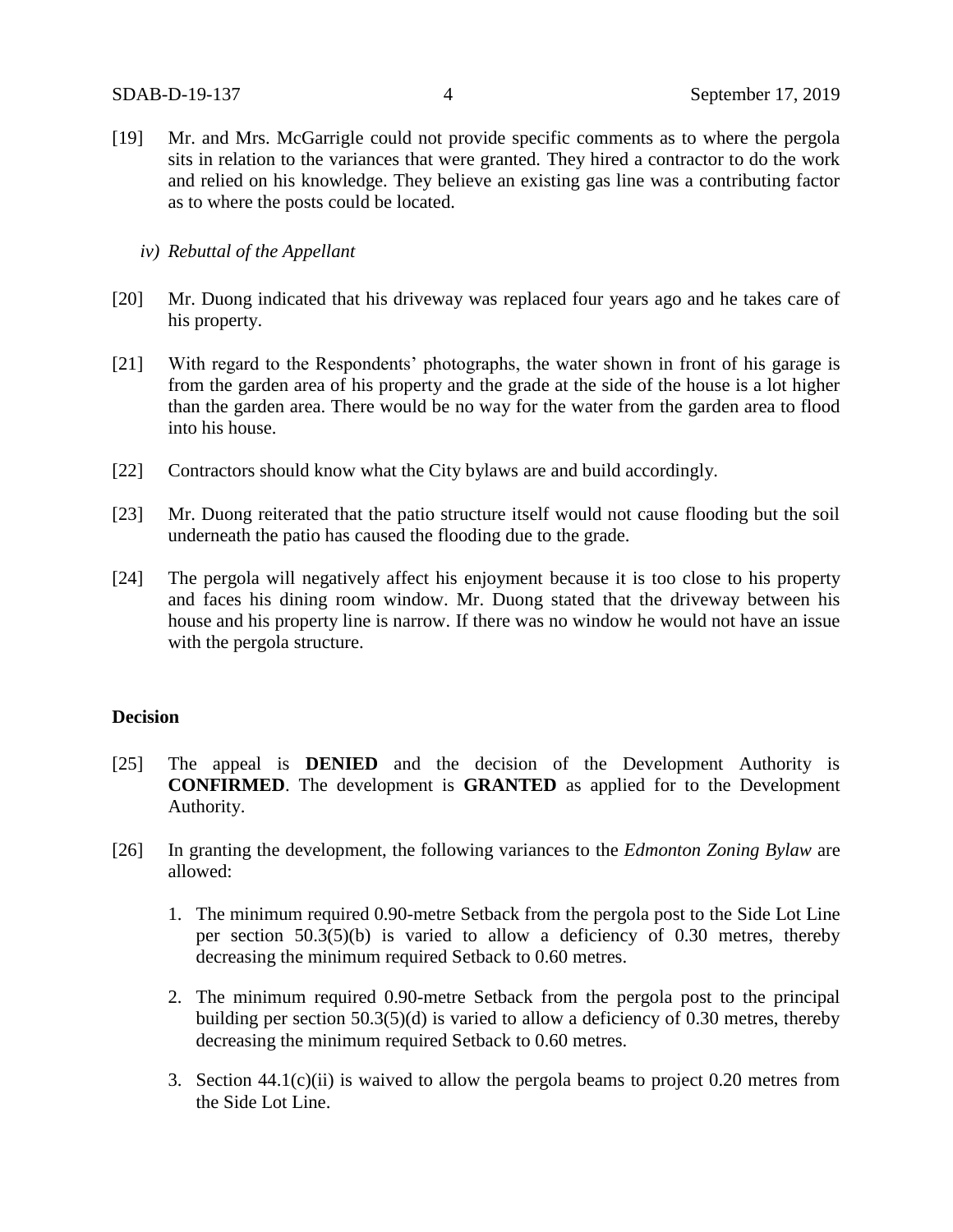[19] Mr. and Mrs. McGarrigle could not provide specific comments as to where the pergola sits in relation to the variances that were granted. They hired a contractor to do the work and relied on his knowledge. They believe an existing gas line was a contributing factor as to where the posts could be located.

*iv) Rebuttal of the Appellant*

[20] Mr. Duong indicated that his driveway was replaced four years ago and he takes care of his property.

[21] With regard to the Respondents' photographs, the water shown in front of his garage is from the garden area of his property and the grade at the side of the house is a lot higher than the garden area. There would be no way for the water from the garden area to flood into his house.

[22] Contractors should know what the City bylaws are and build accordingly.

[23] Mr. Duong reiterated that the patio structure itself would not cause flooding but the soil underneath the patio has caused the flooding due to the grade.

[24] The pergola will negatively affect his enjoyment because it is too close to his property and faces his dining room window. Mr. Duong stated that the driveway between his house and his property line is narrow. If there was no window he would not have an issue with the pergola structure.

## Decision

[25] The appeal is **DENIED** and the decision of the Development Authority is **CONFIRMED**. The development is **GRANTED** as applied for to the Development Authority.

[26] In granting the development, the following variances to the *Edmonton Zoning Bylaw* are allowed:

1. The minimum required 0.90-metre Setback from the pergola post to the Side Lot Line per section 50.3(5)(b) is varied to allow a deficiency of 0.30 metres, thereby decreasing the minimum required Setback to 0.60 metres.

2. The minimum required 0.90-metre Setback from the pergola post to the principal building per section 50.3(5)(d) is varied to allow a deficiency of 0.30 metres, thereby decreasing the minimum required Setback to 0.60 metres.

3. Section 44.1(c)(ii) is waived to allow the pergola beams to project 0.20 metres from the Side Lot Line.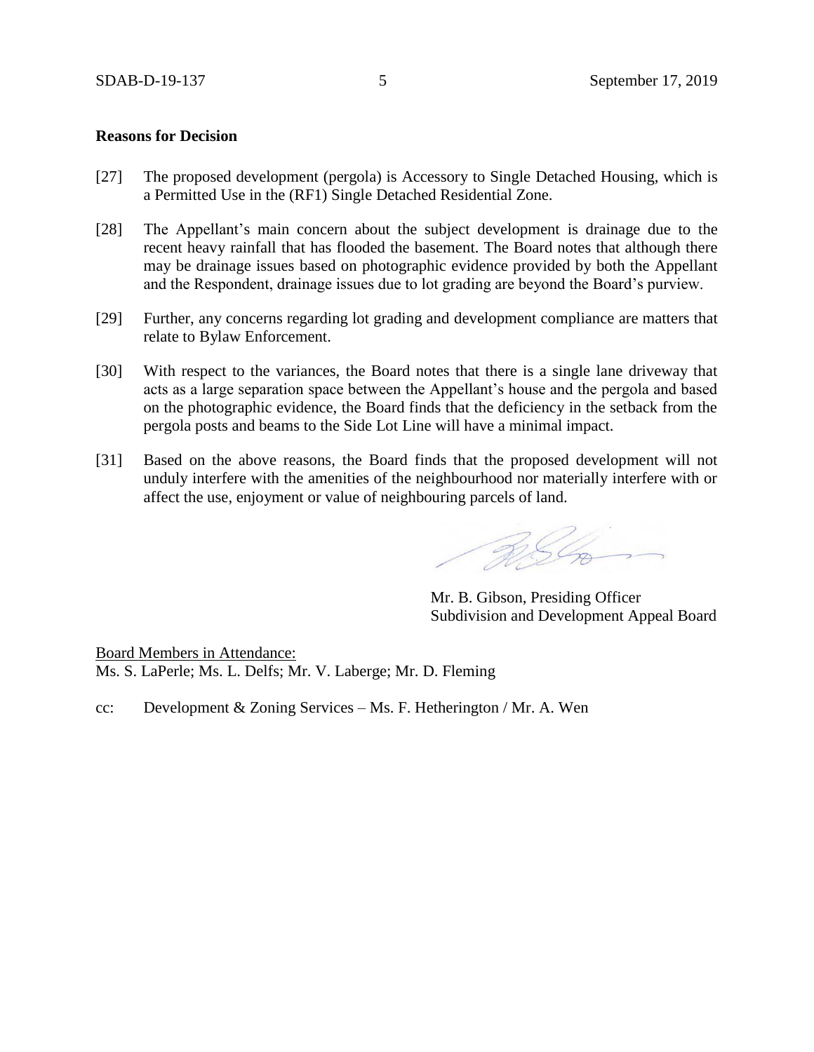**Reasons for Decision**

[27] The proposed development (pergola) is Accessory to Single Detached Housing, which is a Permitted Use in the (RF1) Single Detached Residential Zone.

[28] The Appellant's main concern about the subject development is drainage due to the recent heavy rainfall that has flooded the basement. The Board notes that although there may be drainage issues based on photographic evidence provided by both the Appellant and the Respondent, drainage issues due to lot grading are beyond the Board's purview.

[29] Further, any concerns regarding lot grading and development compliance are matters that relate to Bylaw Enforcement.

[30] With respect to the variances, the Board notes that there is a single lane driveway that acts as a large separation space between the Appellant's house and the pergola and based on the photographic evidence, the Board finds that the deficiency in the setback from the pergola posts and beams to the Side Lot Line will have a minimal impact.

[31] Based on the above reasons, the Board finds that the proposed development will not unduly interfere with the amenities of the neighbourhood nor materially interfere with or affect the use, enjoyment or value of neighbouring parcels of land.

Mr. B. Gibson, Presiding Officer
Subdivision and Development Appeal Board

Board Members in Attendance:
Ms. S. LaPerle; Ms. L. Delfs; Mr. V. Laberge; Mr. D. Fleming

cc: Development & Zoning Services – Ms. F. Hetherington / Mr. A. Wen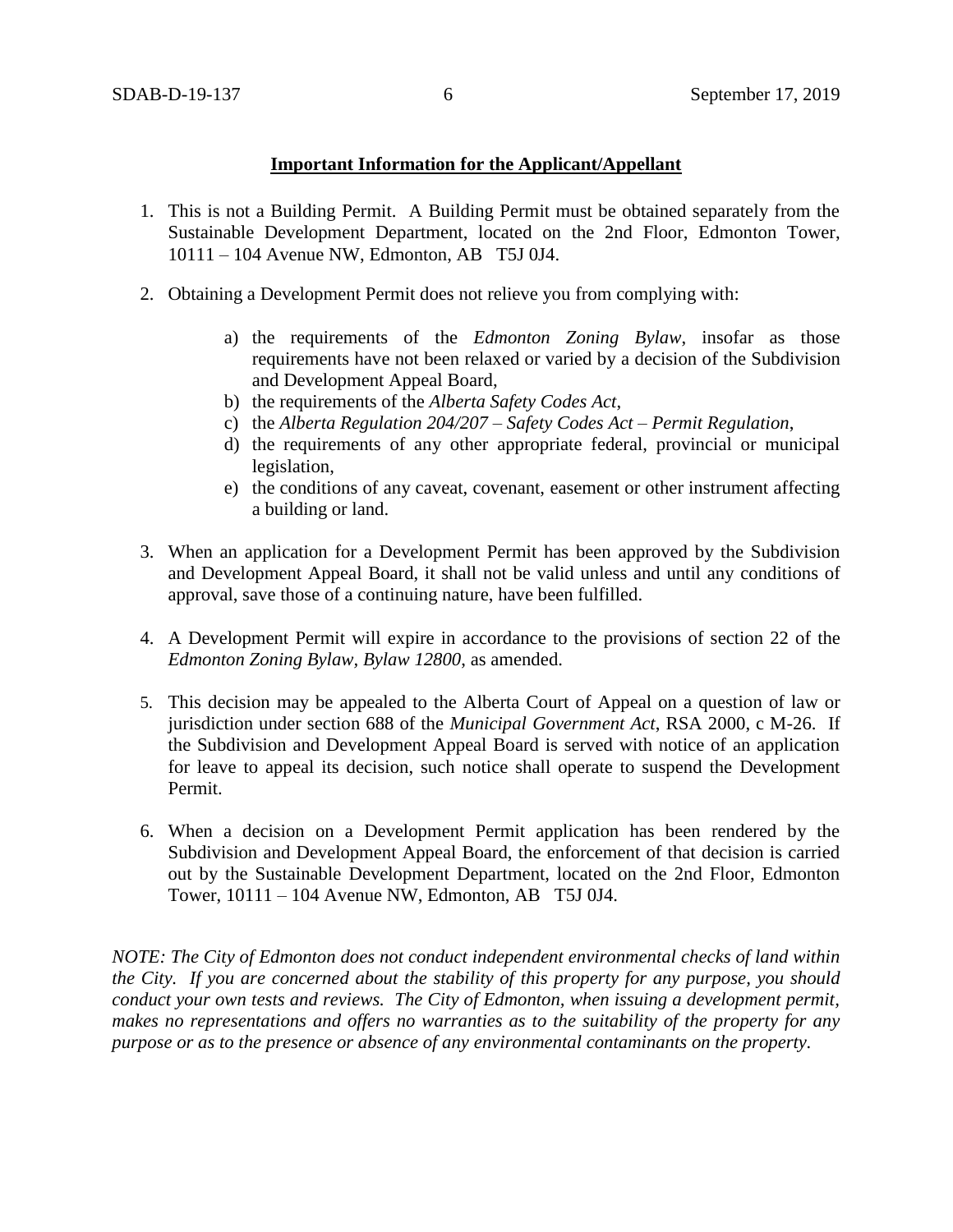**Important Information for the Applicant/Appellant**

1. This is not a Building Permit. A Building Permit must be obtained separately from the Sustainable Development Department, located on the 2nd Floor, Edmonton Tower, 10111 – 104 Avenue NW, Edmonton, AB T5J 0J4.

2. Obtaining a Development Permit does not relieve you from complying with:

    a) the requirements of the *Edmonton Zoning Bylaw*, insofar as those requirements have not been relaxed or varied by a decision of the Subdivision and Development Appeal Board,
    b) the requirements of the *Alberta Safety Codes Act*,
    c) the *Alberta Regulation 204/207 – Safety Codes Act – Permit Regulation*,
    d) the requirements of any other appropriate federal, provincial or municipal legislation,
    e) the conditions of any caveat, covenant, easement or other instrument affecting a building or land.

3. When an application for a Development Permit has been approved by the Subdivision and Development Appeal Board, it shall not be valid unless and until any conditions of approval, save those of a continuing nature, have been fulfilled.

4. A Development Permit will expire in accordance to the provisions of section 22 of the *Edmonton Zoning Bylaw, Bylaw 12800*, as amended.

5. This decision may be appealed to the Alberta Court of Appeal on a question of law or jurisdiction under section 688 of the *Municipal Government Act*, RSA 2000, c M-26. If the Subdivision and Development Appeal Board is served with notice of an application for leave to appeal its decision, such notice shall operate to suspend the Development Permit.

6. When a decision on a Development Permit application has been rendered by the Subdivision and Development Appeal Board, the enforcement of that decision is carried out by the Sustainable Development Department, located on the 2nd Floor, Edmonton Tower, 10111 – 104 Avenue NW, Edmonton, AB T5J 0J4.

*NOTE: The City of Edmonton does not conduct independent environmental checks of land within the City. If you are concerned about the stability of this property for any purpose, you should conduct your own tests and reviews. The City of Edmonton, when issuing a development permit, makes no representations and offers no warranties as to the suitability of the property for any purpose or as to the presence or absence of any environmental contaminants on the property.*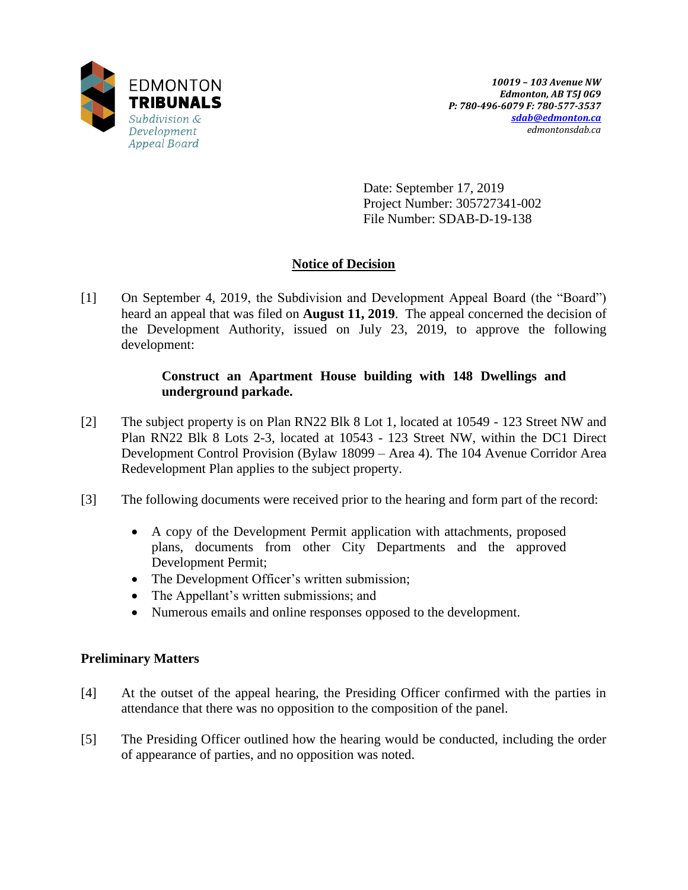EDMONTON
**TRIBUNALS**
*Subdivision & Development Appeal Board*

***10019 – 103 Avenue NW***
***Edmonton, AB T5J 0G9***
***P: 780-496-6079 F: 780-577-3537***
***sdab@edmonton.ca***
*edmontonsdab.ca*

Date: September 17, 2019
Project Number: 305727341-002
File Number: SDAB-D-19-138

## Notice of Decision

[1] On September 4, 2019, the Subdivision and Development Appeal Board (the "Board") heard an appeal that was filed on **August 11, 2019**. The appeal concerned the decision of the Development Authority, issued on July 23, 2019, to approve the following development:

> **Construct an Apartment House building with 148 Dwellings and underground parkade.**

[2] The subject property is on Plan RN22 Blk 8 Lot 1, located at 10549 - 123 Street NW and Plan RN22 Blk 8 Lots 2-3, located at 10543 - 123 Street NW, within the DC1 Direct Development Control Provision (Bylaw 18099 – Area 4). The 104 Avenue Corridor Area Redevelopment Plan applies to the subject property.

[3] The following documents were received prior to the hearing and form part of the record:

- A copy of the Development Permit application with attachments, proposed plans, documents from other City Departments and the approved Development Permit;
- The Development Officer's written submission;
- The Appellant's written submissions; and
- Numerous emails and online responses opposed to the development.

### Preliminary Matters

[4] At the outset of the appeal hearing, the Presiding Officer confirmed with the parties in attendance that there was no opposition to the composition of the panel.

[5] The Presiding Officer outlined how the hearing would be conducted, including the order of appearance of parties, and no opposition was noted.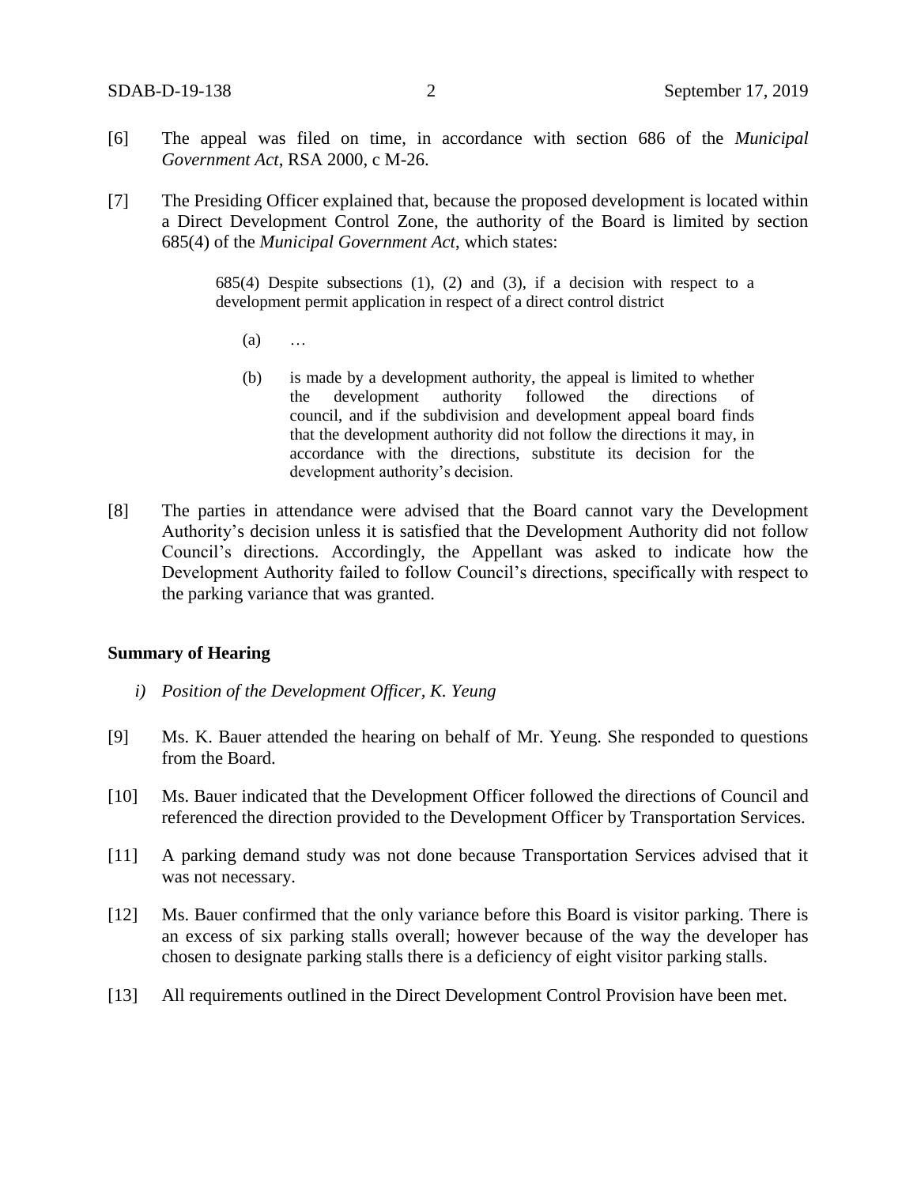[6] The appeal was filed on time, in accordance with section 686 of the *Municipal Government Act*, RSA 2000, c M-26.

[7] The Presiding Officer explained that, because the proposed development is located within a Direct Development Control Zone, the authority of the Board is limited by section 685(4) of the *Municipal Government Act*, which states:

> 685(4) Despite subsections (1), (2) and (3), if a decision with respect to a development permit application in respect of a direct control district
>
> (a) …
>
> (b) is made by a development authority, the appeal is limited to whether the development authority followed the directions of council, and if the subdivision and development appeal board finds that the development authority did not follow the directions it may, in accordance with the directions, substitute its decision for the development authority's decision.

[8] The parties in attendance were advised that the Board cannot vary the Development Authority's decision unless it is satisfied that the Development Authority did not follow Council's directions. Accordingly, the Appellant was asked to indicate how the Development Authority failed to follow Council's directions, specifically with respect to the parking variance that was granted.

**Summary of Hearing**

*i) Position of the Development Officer, K. Yeung*

[9] Ms. K. Bauer attended the hearing on behalf of Mr. Yeung. She responded to questions from the Board.

[10] Ms. Bauer indicated that the Development Officer followed the directions of Council and referenced the direction provided to the Development Officer by Transportation Services.

[11] A parking demand study was not done because Transportation Services advised that it was not necessary.

[12] Ms. Bauer confirmed that the only variance before this Board is visitor parking. There is an excess of six parking stalls overall; however because of the way the developer has chosen to designate parking stalls there is a deficiency of eight visitor parking stalls.

[13] All requirements outlined in the Direct Development Control Provision have been met.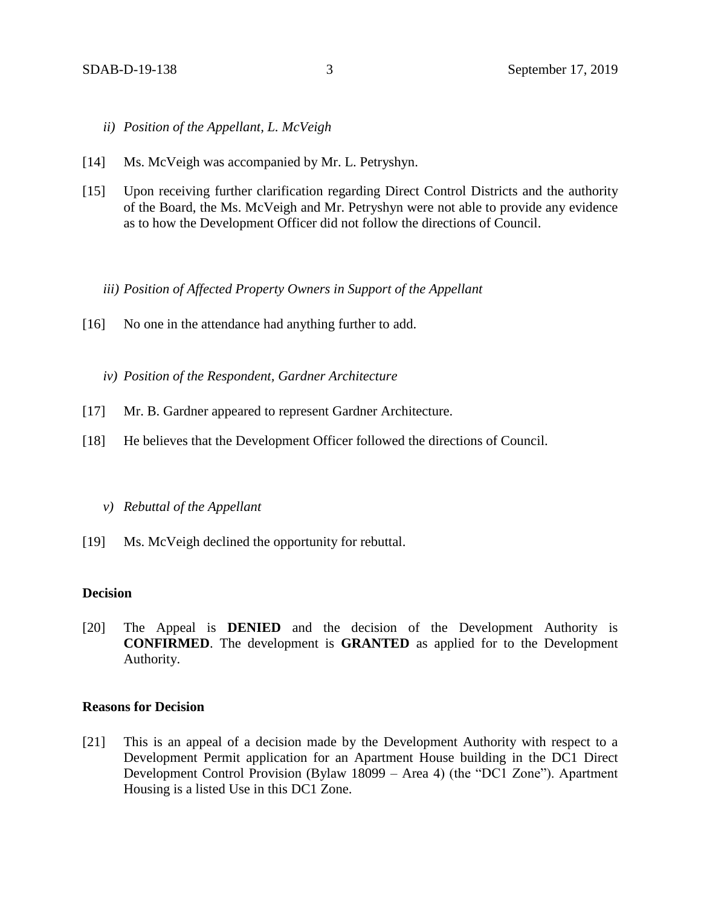*ii) Position of the Appellant, L. McVeigh*

[14] Ms. McVeigh was accompanied by Mr. L. Petryshyn.

[15] Upon receiving further clarification regarding Direct Control Districts and the authority of the Board, the Ms. McVeigh and Mr. Petryshyn were not able to provide any evidence as to how the Development Officer did not follow the directions of Council.

*iii) Position of Affected Property Owners in Support of the Appellant*

[16] No one in the attendance had anything further to add.

*iv) Position of the Respondent, Gardner Architecture*

[17] Mr. B. Gardner appeared to represent Gardner Architecture.

[18] He believes that the Development Officer followed the directions of Council.

*v) Rebuttal of the Appellant*

[19] Ms. McVeigh declined the opportunity for rebuttal.

## Decision

[20] The Appeal is **DENIED** and the decision of the Development Authority is **CONFIRMED**. The development is **GRANTED** as applied for to the Development Authority.

## Reasons for Decision

[21] This is an appeal of a decision made by the Development Authority with respect to a Development Permit application for an Apartment House building in the DC1 Direct Development Control Provision (Bylaw 18099 – Area 4) (the "DC1 Zone"). Apartment Housing is a listed Use in this DC1 Zone.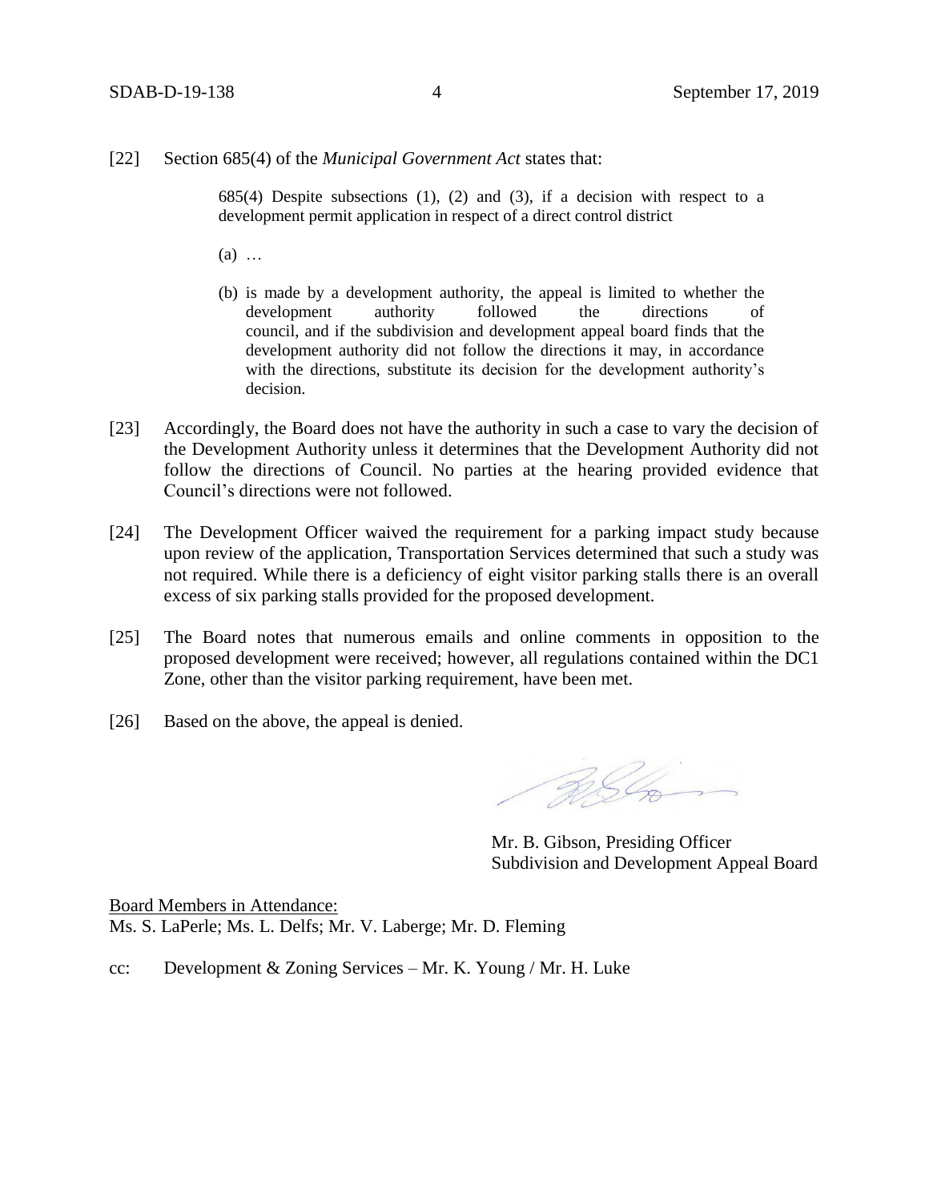[22] Section 685(4) of the *Municipal Government Act* states that:

> 685(4) Despite subsections (1), (2) and (3), if a decision with respect to a development permit application in respect of a direct control district
>
> (a) …
>
> (b) is made by a development authority, the appeal is limited to whether the development authority followed the directions of council, and if the subdivision and development appeal board finds that the development authority did not follow the directions it may, in accordance with the directions, substitute its decision for the development authority's decision.

[23] Accordingly, the Board does not have the authority in such a case to vary the decision of the Development Authority unless it determines that the Development Authority did not follow the directions of Council. No parties at the hearing provided evidence that Council's directions were not followed.

[24] The Development Officer waived the requirement for a parking impact study because upon review of the application, Transportation Services determined that such a study was not required. While there is a deficiency of eight visitor parking stalls there is an overall excess of six parking stalls provided for the proposed development.

[25] The Board notes that numerous emails and online comments in opposition to the proposed development were received; however, all regulations contained within the DC1 Zone, other than the visitor parking requirement, have been met.

[26] Based on the above, the appeal is denied.

Mr. B. Gibson, Presiding Officer
Subdivision and Development Appeal Board

Board Members in Attendance:
Ms. S. LaPerle; Ms. L. Delfs; Mr. V. Laberge; Mr. D. Fleming

cc: Development & Zoning Services – Mr. K. Young / Mr. H. Luke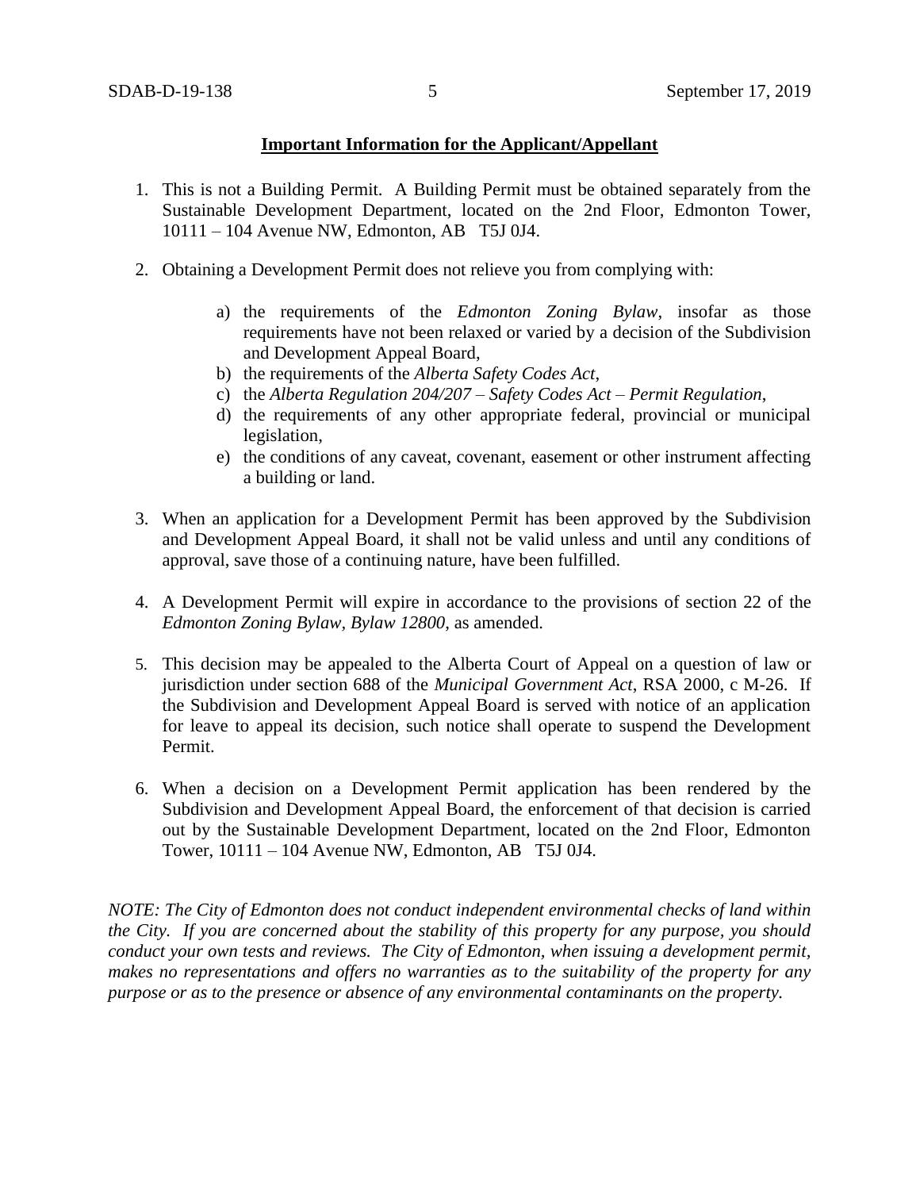**Important Information for the Applicant/Appellant**

1. This is not a Building Permit. A Building Permit must be obtained separately from the Sustainable Development Department, located on the 2nd Floor, Edmonton Tower, 10111 – 104 Avenue NW, Edmonton, AB T5J 0J4.

2. Obtaining a Development Permit does not relieve you from complying with:

    a) the requirements of the *Edmonton Zoning Bylaw*, insofar as those requirements have not been relaxed or varied by a decision of the Subdivision and Development Appeal Board,
    b) the requirements of the *Alberta Safety Codes Act*,
    c) the *Alberta Regulation 204/207 – Safety Codes Act – Permit Regulation*,
    d) the requirements of any other appropriate federal, provincial or municipal legislation,
    e) the conditions of any caveat, covenant, easement or other instrument affecting a building or land.

3. When an application for a Development Permit has been approved by the Subdivision and Development Appeal Board, it shall not be valid unless and until any conditions of approval, save those of a continuing nature, have been fulfilled.

4. A Development Permit will expire in accordance to the provisions of section 22 of the *Edmonton Zoning Bylaw, Bylaw 12800*, as amended.

5. This decision may be appealed to the Alberta Court of Appeal on a question of law or jurisdiction under section 688 of the *Municipal Government Act*, RSA 2000, c M-26. If the Subdivision and Development Appeal Board is served with notice of an application for leave to appeal its decision, such notice shall operate to suspend the Development Permit.

6. When a decision on a Development Permit application has been rendered by the Subdivision and Development Appeal Board, the enforcement of that decision is carried out by the Sustainable Development Department, located on the 2nd Floor, Edmonton Tower, 10111 – 104 Avenue NW, Edmonton, AB T5J 0J4.

*NOTE: The City of Edmonton does not conduct independent environmental checks of land within the City. If you are concerned about the stability of this property for any purpose, you should conduct your own tests and reviews. The City of Edmonton, when issuing a development permit, makes no representations and offers no warranties as to the suitability of the property for any purpose or as to the presence or absence of any environmental contaminants on the property.*